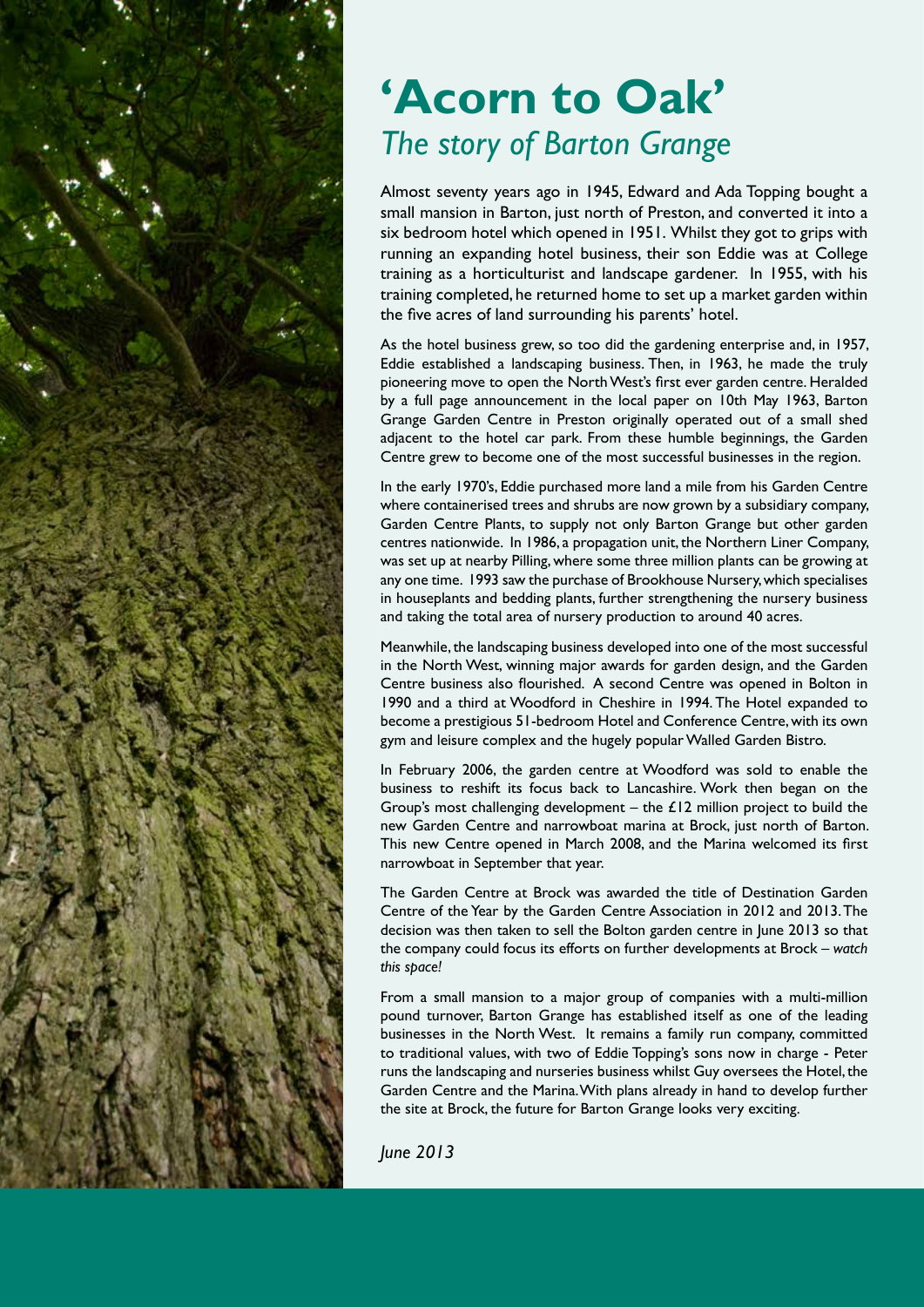# 'Acorn to Oak'

## *The story of Barton Grange*

Almost seventy years ago in 1945, Edward and Ada Topping bought a small mansion in Barton, just north of Preston, and converted it into a six bedroom hotel which opened in 1951. Whilst they got to grips with running an expanding hotel business, their son Eddie was at College training as a horticulturist and landscape gardener. In 1955, with his training completed, he returned home to set up a market garden within the five acres of land surrounding his parents' hotel.

As the hotel business grew, so too did the gardening enterprise and, in 1957, Eddie established a landscaping business. Then, in 1963, he made the truly pioneering move to open the North West's first ever garden centre. Heralded by a full page announcement in the local paper on 10th May 1963, Barton Grange Garden Centre in Preston originally operated out of a small shed adjacent to the hotel car park. From these humble beginnings, the Garden Centre grew to become one of the most successful businesses in the region.

In the early 1970's, Eddie purchased more land a mile from his Garden Centre where containerised trees and shrubs are now grown by a subsidiary company, Garden Centre Plants, to supply not only Barton Grange but other garden centres nationwide. In 1986, a propagation unit, the Northern Liner Company, was set up at nearby Pilling, where some three million plants can be growing at any one time. 1993 saw the purchase of Brookhouse Nursery, which specialises in houseplants and bedding plants, further strengthening the nursery business and taking the total area of nursery production to around 40 acres.

Meanwhile, the landscaping business developed into one of the most successful in the North West, winning major awards for garden design, and the Garden Centre business also flourished. A second Centre was opened in Bolton in 1990 and a third at Woodford in Cheshire in 1994. The Hotel expanded to become a prestigious 51-bedroom Hotel and Conference Centre, with its own gym and leisure complex and the hugely popular Walled Garden Bistro.

In February 2006, the garden centre at Woodford was sold to enable the business to reshift its focus back to Lancashire. Work then began on the Group's most challenging development – the £12 million project to build the new Garden Centre and narrowboat marina at Brock, just north of Barton. This new Centre opened in March 2008, and the Marina welcomed its first narrowboat in September that year.

The Garden Centre at Brock was awarded the title of Destination Garden Centre of the Year by the Garden Centre Association in 2012 and 2013. The decision was then taken to sell the Bolton garden centre in June 2013 so that the company could focus its efforts on further developments at Brock – *watch this space!*

From a small mansion to a major group of companies with a multi-million pound turnover, Barton Grange has established itself as one of the leading businesses in the North West. It remains a family run company, committed to traditional values, with two of Eddie Topping's sons now in charge - Peter runs the landscaping and nurseries business whilst Guy oversees the Hotel, the Garden Centre and the Marina. With plans already in hand to develop further the site at Brock, the future for Barton Grange looks very exciting.

*June 2013*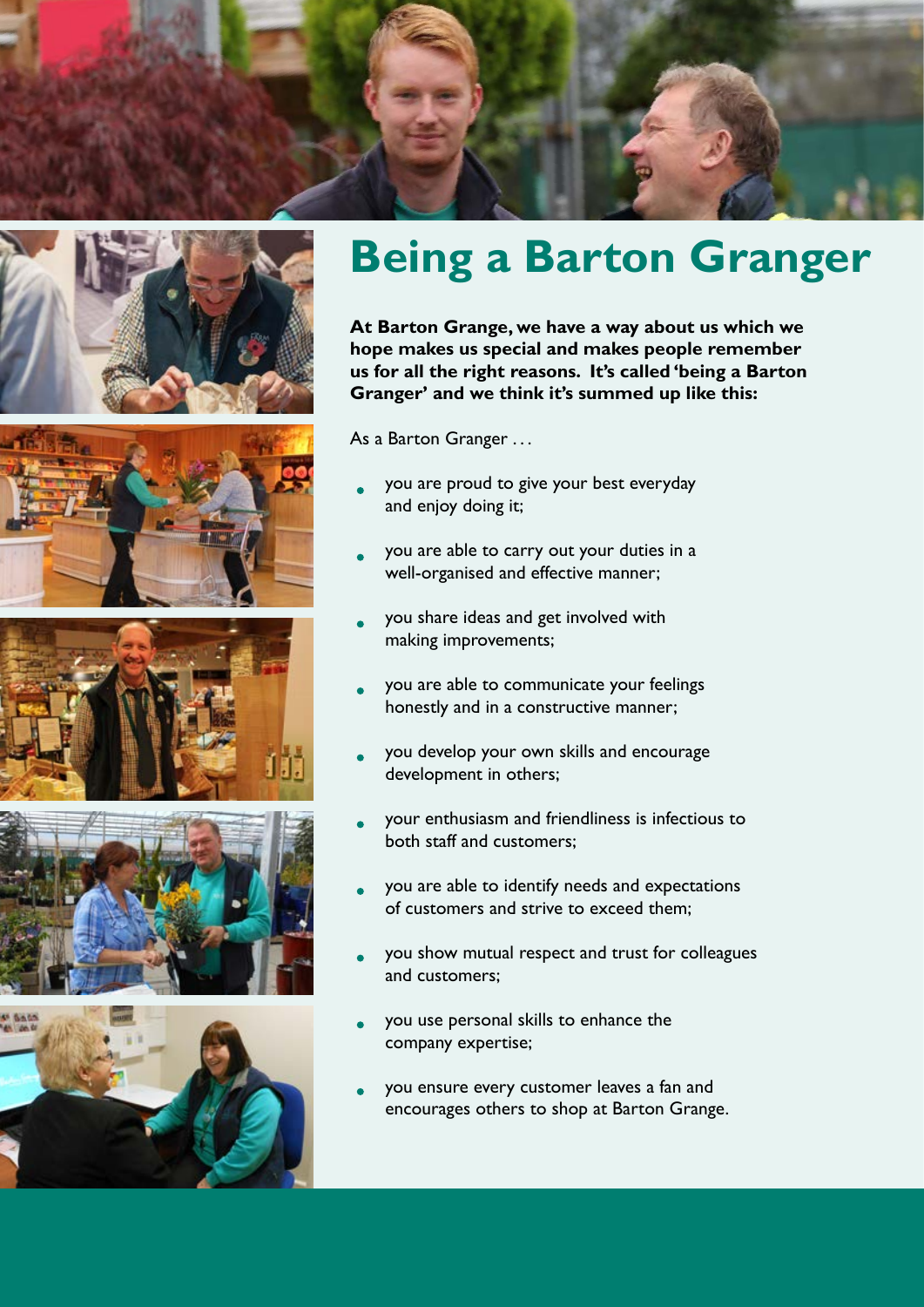# Being a Barton Granger

**At Barton Grange, we have a way about us which we hope makes us special and makes people remember us for all the right reasons. It's called 'being a Barton Granger' and we think it's summed up like this:**

As a Barton Granger . . .

- you are proud to give your best everyday and enjoy doing it;
- you are able to carry out your duties in a well-organised and effective manner;
- you share ideas and get involved with making improvements;
- you are able to communicate your feelings honestly and in a constructive manner;
- you develop your own skills and encourage development in others;
- your enthusiasm and friendliness is infectious to both staff and customers;
- you are able to identify needs and expectations of customers and strive to exceed them;
- you show mutual respect and trust for colleagues and customers;
- you use personal skills to enhance the company expertise;
- you ensure every customer leaves a fan and encourages others to shop at Barton Grange.